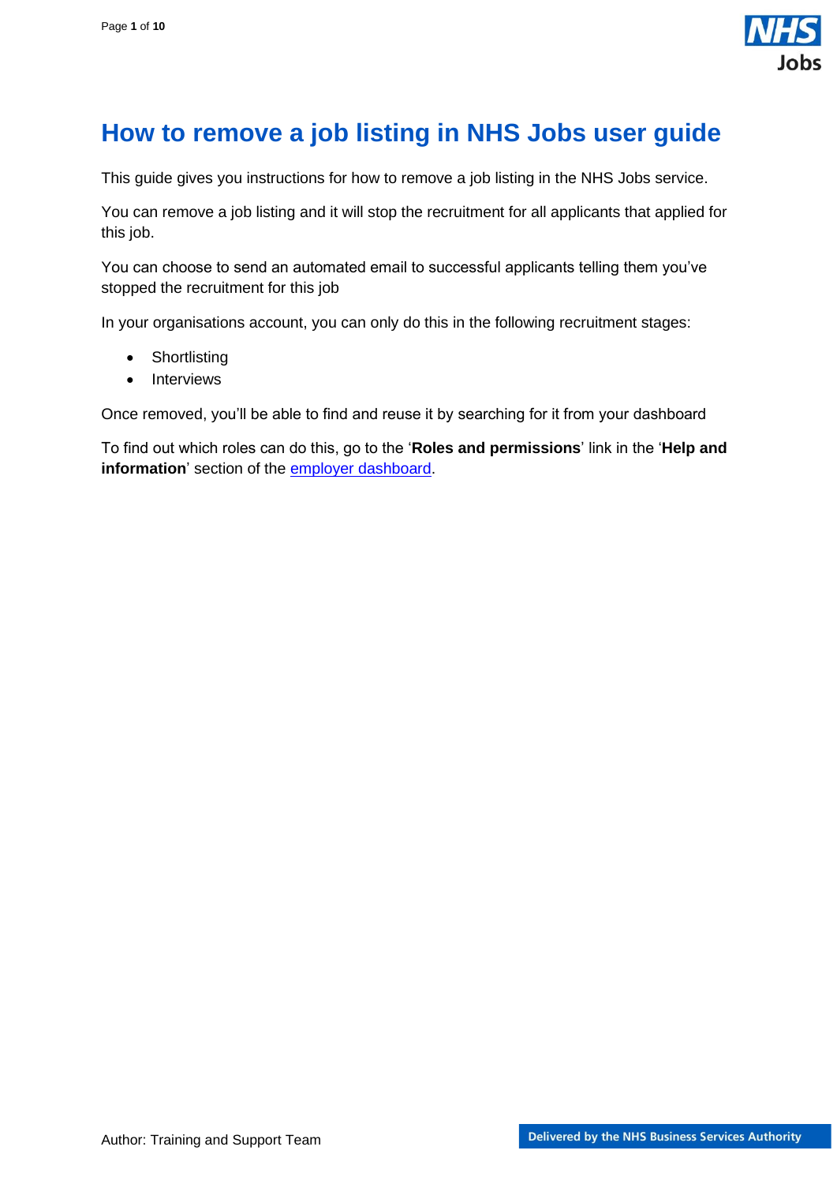# How to remove a job listing in NHS Jobs user guide

This guide gives you instructions for how to remove a job listing in the NHS Jobs service.

You can remove a job listing and it will stop the recruitment for all applicants that applied for this job.

You can choose to send an automated email to successful applicants telling them you've stopped the recruitment for this job

In your organisations account, you can only do this in the following recruitment stages:

- Shortlisting
- Interviews

Once removed, you'll be able to find and reuse it by searching for it from your dashboard

To find out which roles can do this, go to the '**Roles and permissions**' link in the '**Help and information**' section of the [employer dashboard].

Author: Training and Support Team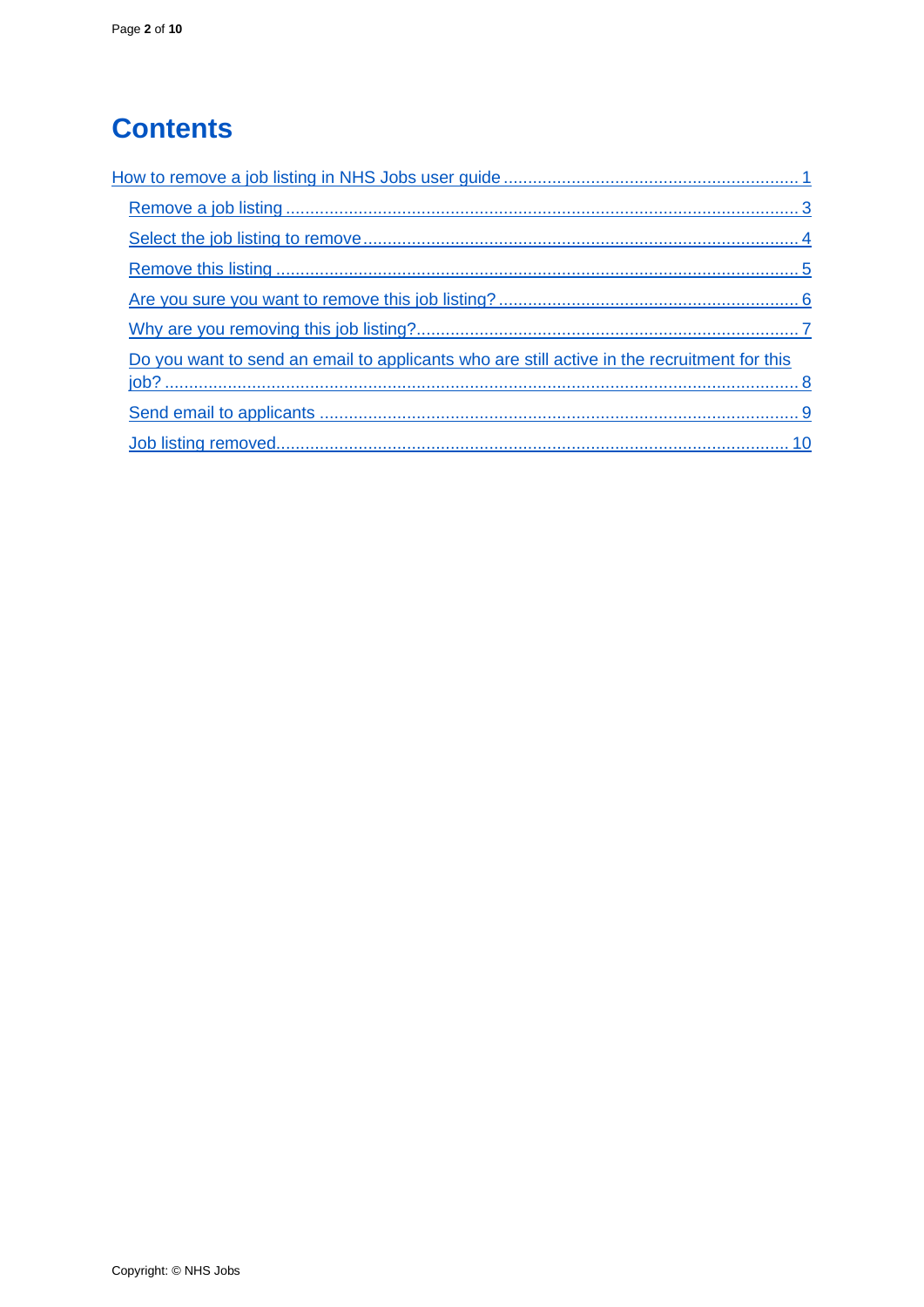# Contents

- [How to remove a job listing in NHS Jobs user guide](#) ... 1
  - [Remove a job listing](#) ... 3
  - [Select the job listing to remove](#) ... 4
  - [Remove this listing](#) ... 5
  - [Are you sure you want to remove this job listing?](#) ... 6
  - [Why are you removing this job listing?](#) ... 7
  - [Do you want to send an email to applicants who are still active in the recruitment for this job?](#) ... 8
  - [Send email to applicants](#) ... 9
  - [Job listing removed](#) ... 10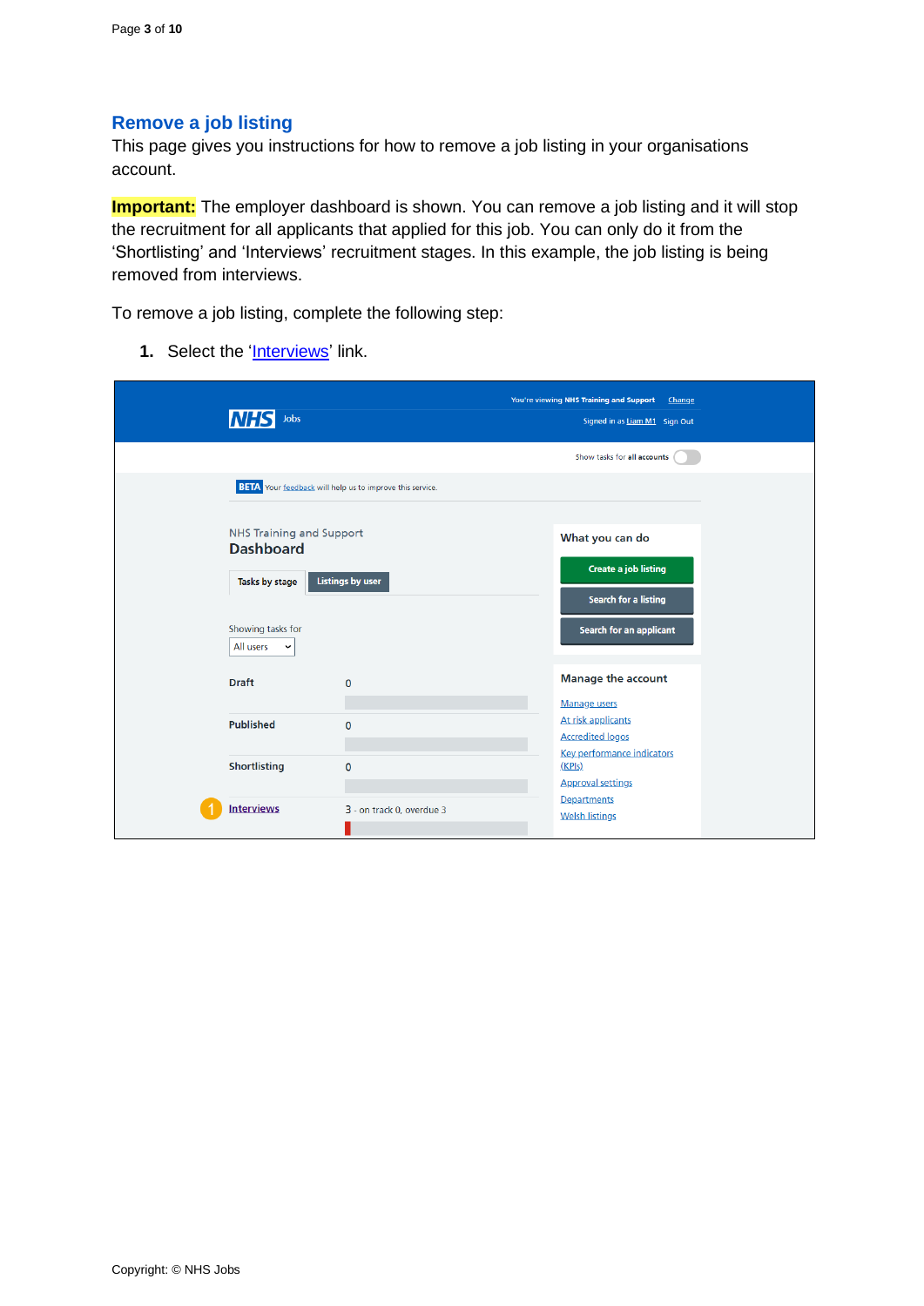## Remove a job listing

This page gives you instructions for how to remove a job listing in your organisations account.

**Important:** The employer dashboard is shown. You can remove a job listing and it will stop the recruitment for all applicants that applied for this job. You can only do it from the 'Shortlisting' and 'Interviews' recruitment stages. In this example, the job listing is being removed from interviews.

To remove a job listing, complete the following step:

1. Select the 'Interviews' link.

Copyright: © NHS Jobs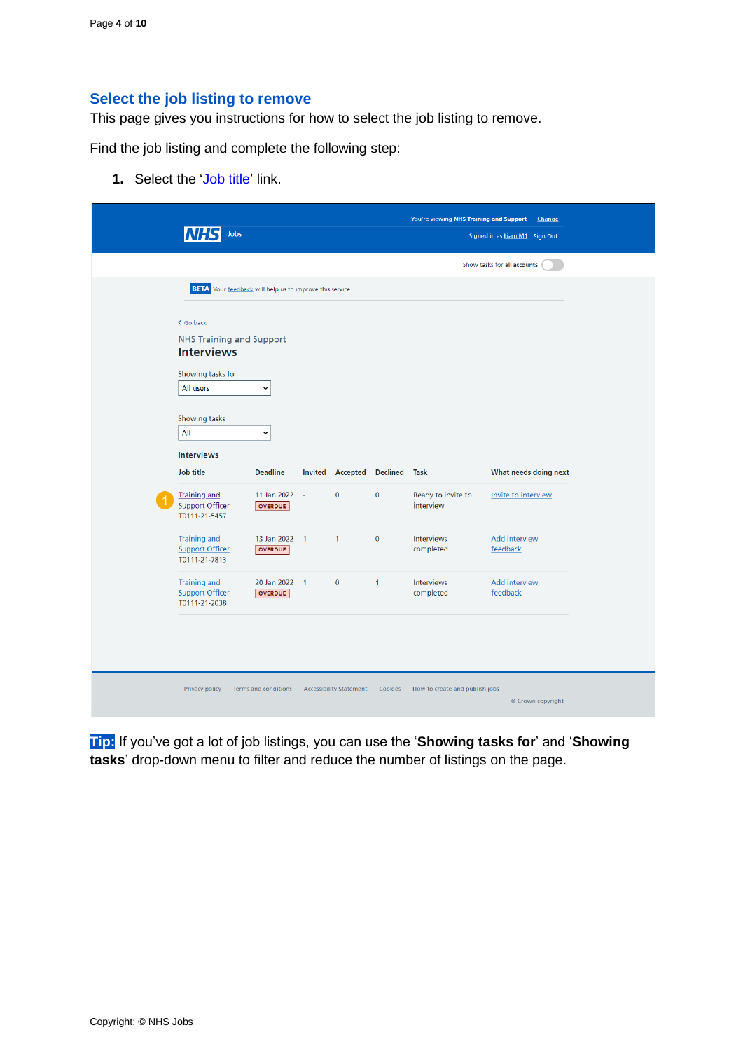## Select the job listing to remove

This page gives you instructions for how to select the job listing to remove.

Find the job listing and complete the following step:

1. Select the '[Job title]' link.

You're viewing NHS Training and Support Change

NHS Jobs

Signed in as Liam M1 Sign Out

Show tasks for all accounts

BETA Your feedback will help us to improve this service.

Go back

NHS Training and Support

**Interviews**

Showing tasks for

All users

Showing tasks

All

**Interviews**

| Job title | Deadline | Invited | Accepted | Declined | Task | What needs doing next |
|---|---|---|---|---|---|---|
| Training and Support Officer T0111-21-5457 | 11 Jan 2022 OVERDUE | - | 0 | 0 | Ready to invite to interview | Invite to interview |
| Training and Support Officer T0111-21-7813 | 13 Jan 2022 OVERDUE | 1 | 1 | 0 | Interviews completed | Add interview feedback |
| Training and Support Officer T0111-21-2038 | 20 Jan 2022 OVERDUE | 1 | 0 | 1 | Interviews completed | Add interview feedback |

Privacy policy Terms and conditions Accessibility Statement Cookies How to create and publish jobs

© Crown copyright

**Tip:** If you've got a lot of job listings, you can use the '**Showing tasks for**' and '**Showing tasks**' drop-down menu to filter and reduce the number of listings on the page.

Copyright: © NHS Jobs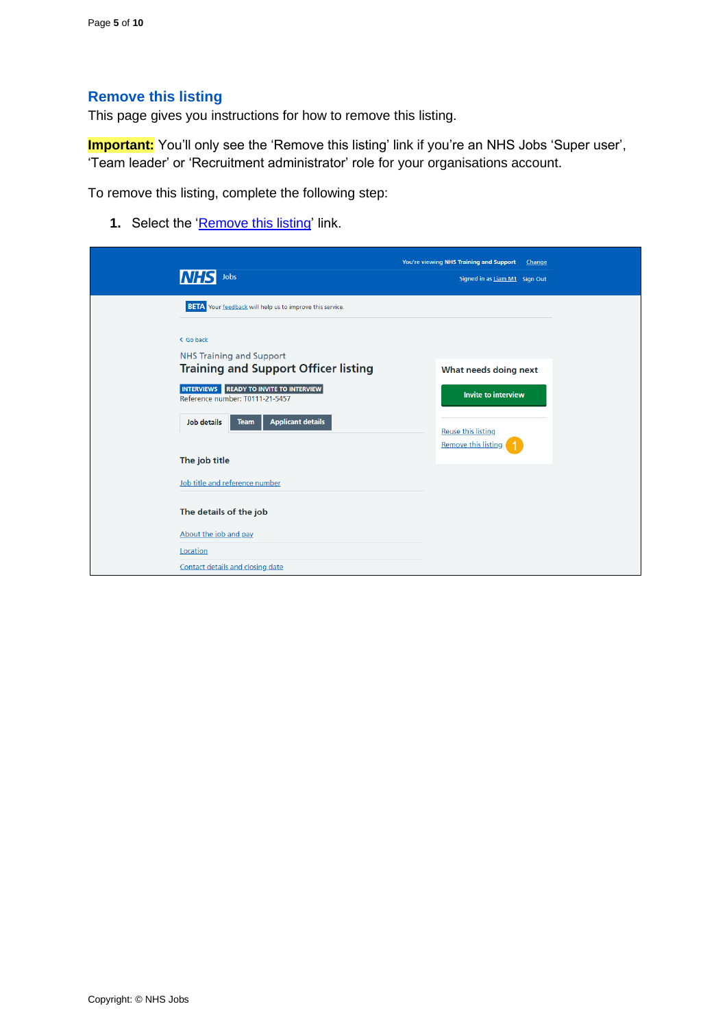## Remove this listing

This page gives you instructions for how to remove this listing.

**Important:** You'll only see the 'Remove this listing' link if you're an NHS Jobs 'Super user', 'Team leader' or 'Recruitment administrator' role for your organisations account.

To remove this listing, complete the following step:

1. Select the 'Remove this listing' link.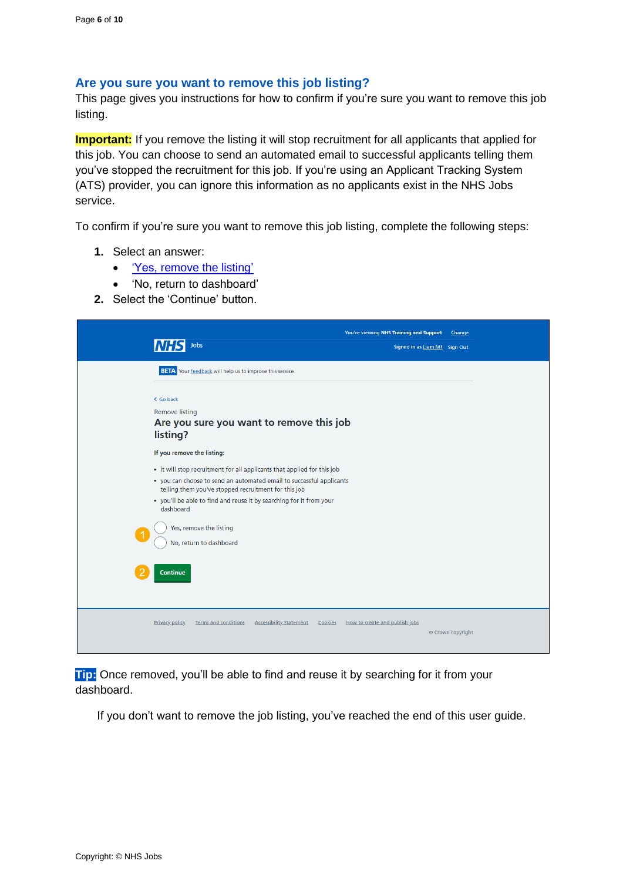## Are you sure you want to remove this job listing?

This page gives you instructions for how to confirm if you're sure you want to remove this job listing.

**Important:** If you remove the listing it will stop recruitment for all applicants that applied for this job. You can choose to send an automated email to successful applicants telling them you've stopped the recruitment for this job. If you're using an Applicant Tracking System (ATS) provider, you can ignore this information as no applicants exist in the NHS Jobs service.

To confirm if you're sure you want to remove this job listing, complete the following steps:

1. Select an answer:
   - 'Yes, remove the listing'
   - 'No, return to dashboard'
2. Select the 'Continue' button.

**Tip:** Once removed, you'll be able to find and reuse it by searching for it from your dashboard.

If you don't want to remove the job listing, you've reached the end of this user guide.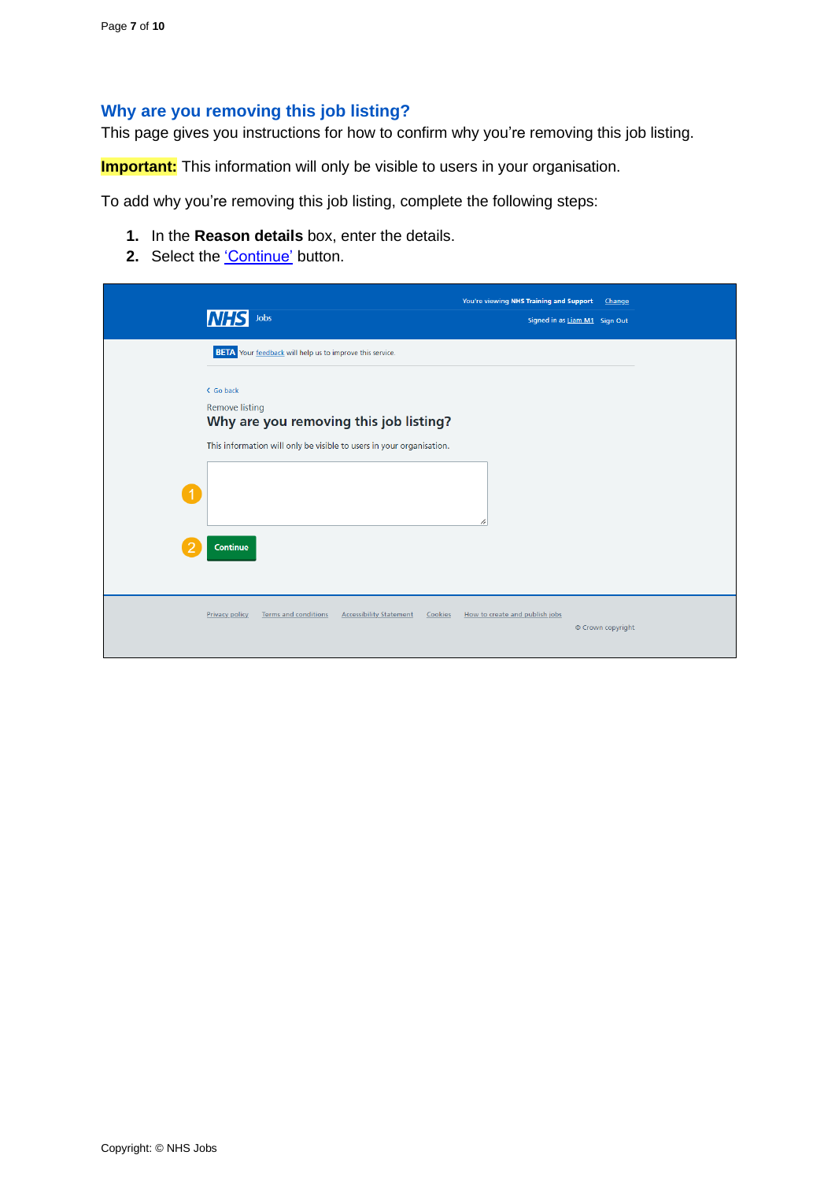## Why are you removing this job listing?

This page gives you instructions for how to confirm why you're removing this job listing.

**Important:** This information will only be visible to users in your organisation.

To add why you're removing this job listing, complete the following steps:

1. In the **Reason details** box, enter the details.
2. Select the 'Continue' button.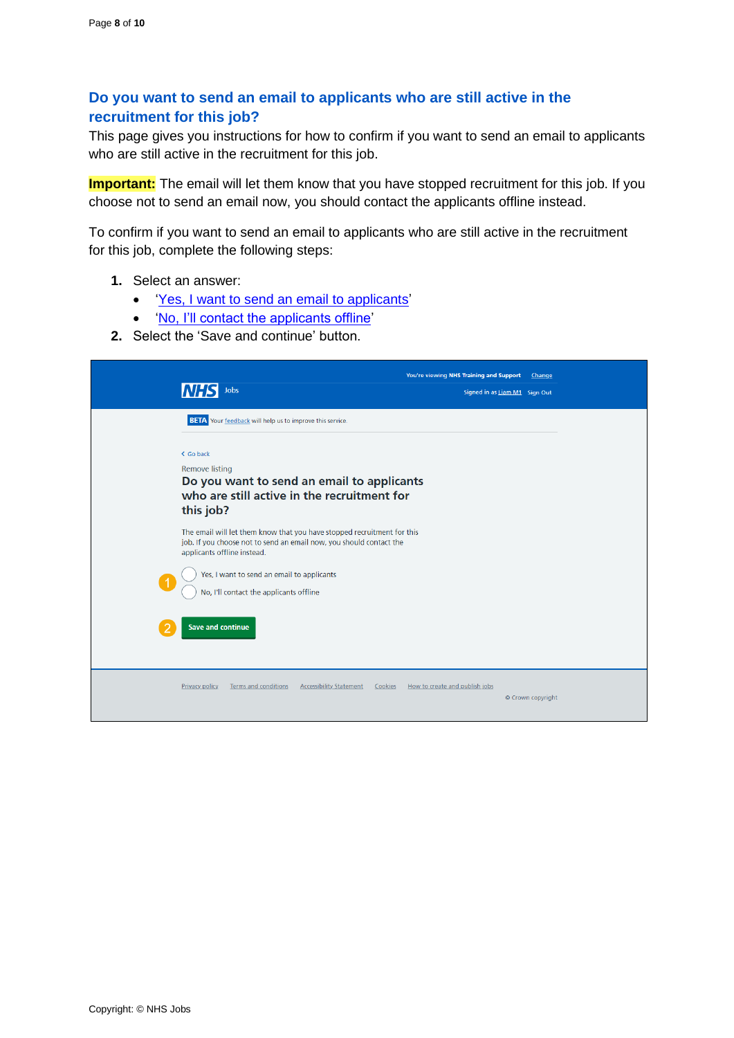## Do you want to send an email to applicants who are still active in the recruitment for this job?

This page gives you instructions for how to confirm if you want to send an email to applicants who are still active in the recruitment for this job.

**Important:** The email will let them know that you have stopped recruitment for this job. If you choose not to send an email now, you should contact the applicants offline instead.

To confirm if you want to send an email to applicants who are still active in the recruitment for this job, complete the following steps:

1. Select an answer:
   - 'Yes, I want to send an email to applicants'
   - 'No, I'll contact the applicants offline'
2. Select the 'Save and continue' button.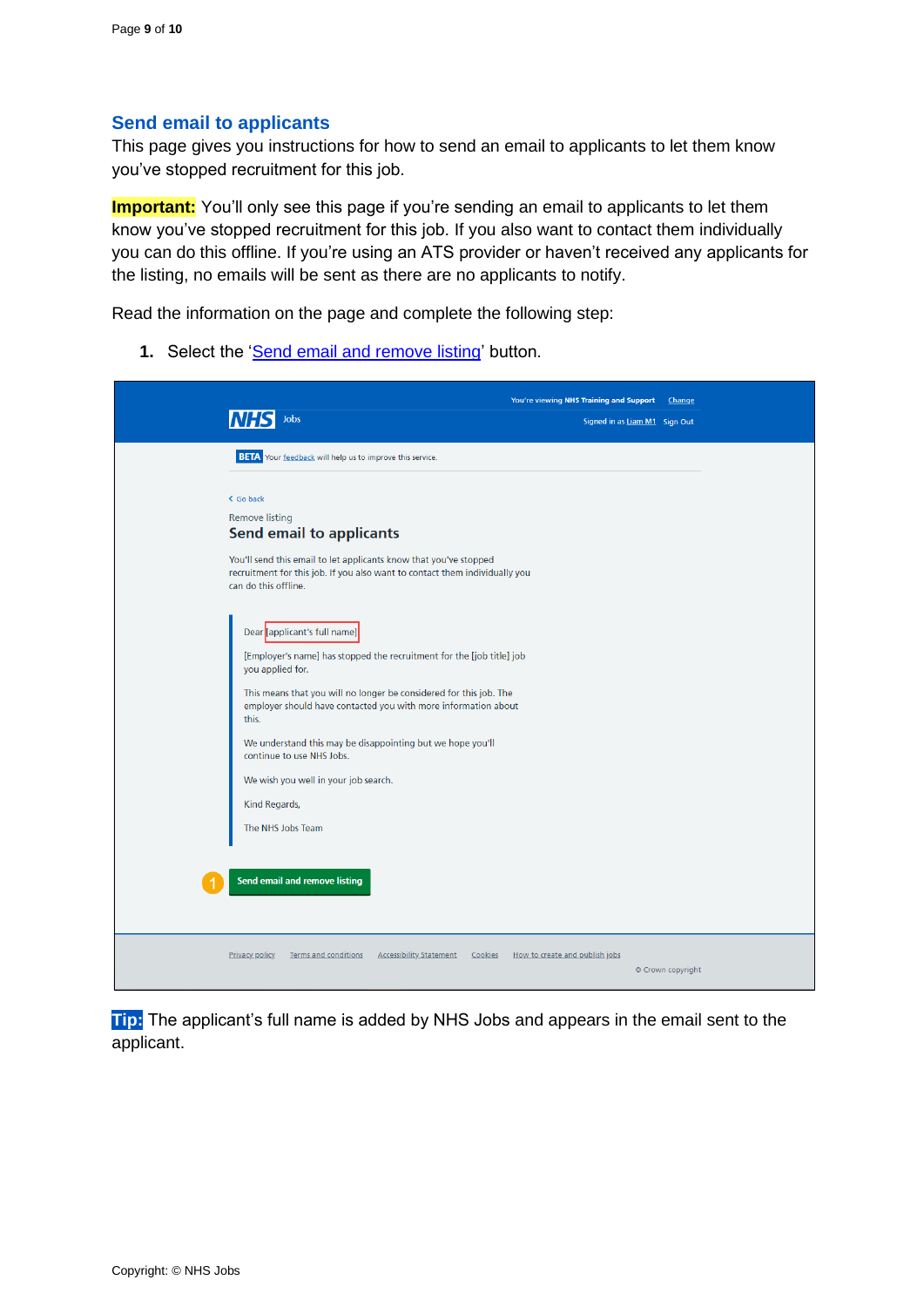## Send email to applicants

This page gives you instructions for how to send an email to applicants to let them know you've stopped recruitment for this job.

**Important:** You'll only see this page if you're sending an email to applicants to let them know you've stopped recruitment for this job. If you also want to contact them individually you can do this offline. If you're using an ATS provider or haven't received any applicants for the listing, no emails will be sent as there are no applicants to notify.

Read the information on the page and complete the following step:

1. Select the 'Send email and remove listing' button.

You're viewing NHS Training and Support Change

NHS Jobs

Signed in as Liam M1 Sign Out

BETA Your feedback will help us to improve this service.

< Go back

Remove listing

Send email to applicants

You'll send this email to let applicants know that you've stopped recruitment for this job. If you also want to contact them individually you can do this offline.

Dear [applicant's full name]

[Employer's name] has stopped the recruitment for the [job title] job you applied for.

This means that you will no longer be considered for this job. The employer should have contacted you with more information about this.

We understand this may be disappointing but we hope you'll continue to use NHS Jobs.

We wish you well in your job search.

Kind Regards,

The NHS Jobs Team

1 Send email and remove listing

Privacy policy Terms and conditions Accessibility Statement Cookies How to create and publish jobs

© Crown copyright

**Tip:** The applicant's full name is added by NHS Jobs and appears in the email sent to the applicant.

Copyright: © NHS Jobs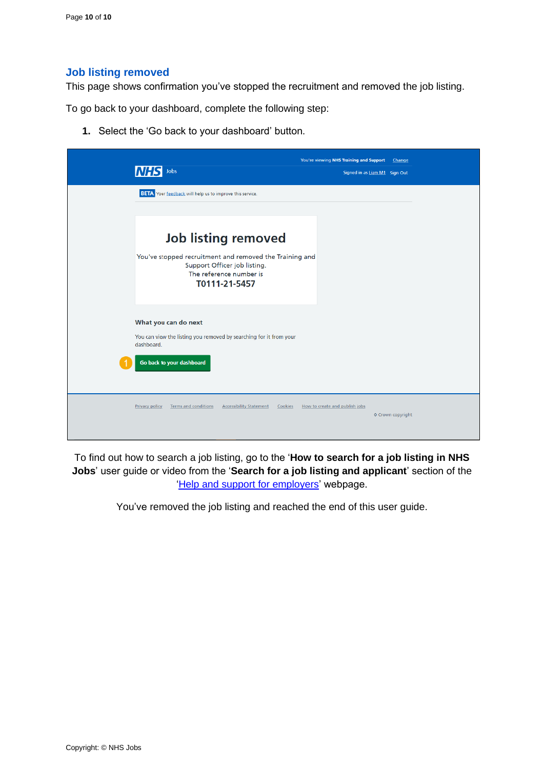## Job listing removed

This page shows confirmation you've stopped the recruitment and removed the job listing.

To go back to your dashboard, complete the following step:

1. Select the 'Go back to your dashboard' button.

To find out how to search a job listing, go to the '**How to search for a job listing in NHS Jobs**' user guide or video from the '**Search for a job listing and applicant**' section of the 'Help and support for employers' webpage.

You've removed the job listing and reached the end of this user guide.